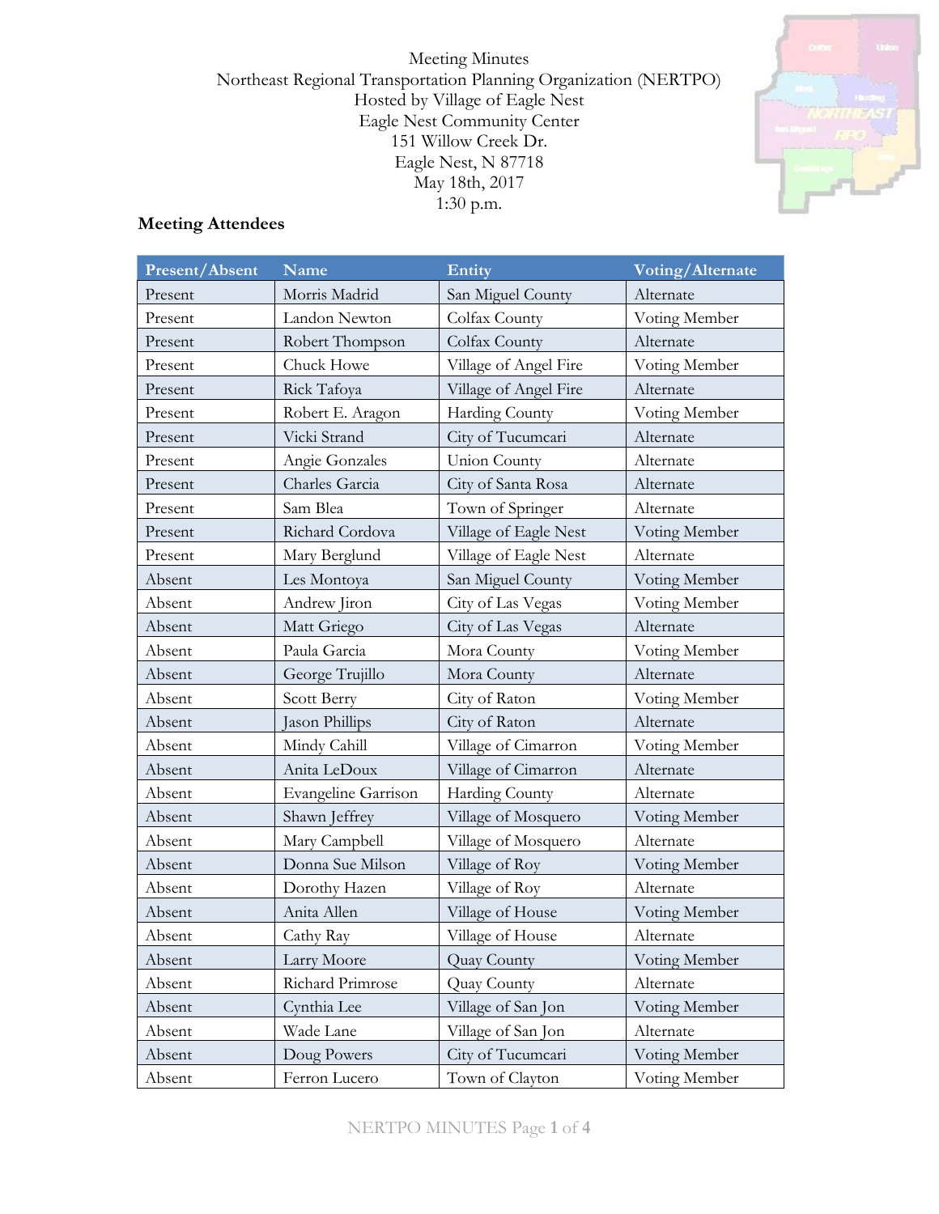Meeting Minutes
Northeast Regional Transportation Planning Organization (NERTPO)
Hosted by Village of Eagle Nest
Eagle Nest Community Center
151 Willow Creek Dr.
Eagle Nest, N 87718
May 18th, 2017
1:30 p.m.

## Meeting Attendees

| Present/Absent | Name | Entity | Voting/Alternate |
|---|---|---|---|
| Present | Morris Madrid | San Miguel County | Alternate |
| Present | Landon Newton | Colfax County | Voting Member |
| Present | Robert Thompson | Colfax County | Alternate |
| Present | Chuck Howe | Village of Angel Fire | Voting Member |
| Present | Rick Tafoya | Village of Angel Fire | Alternate |
| Present | Robert E. Aragon | Harding County | Voting Member |
| Present | Vicki Strand | City of Tucumcari | Alternate |
| Present | Angie Gonzales | Union County | Alternate |
| Present | Charles Garcia | City of Santa Rosa | Alternate |
| Present | Sam Blea | Town of Springer | Alternate |
| Present | Richard Cordova | Village of Eagle Nest | Voting Member |
| Present | Mary Berglund | Village of Eagle Nest | Alternate |
| Absent | Les Montoya | San Miguel County | Voting Member |
| Absent | Andrew Jiron | City of Las Vegas | Voting Member |
| Absent | Matt Griego | City of Las Vegas | Alternate |
| Absent | Paula Garcia | Mora County | Voting Member |
| Absent | George Trujillo | Mora County | Alternate |
| Absent | Scott Berry | City of Raton | Voting Member |
| Absent | Jason Phillips | City of Raton | Alternate |
| Absent | Mindy Cahill | Village of Cimarron | Voting Member |
| Absent | Anita LeDoux | Village of Cimarron | Alternate |
| Absent | Evangeline Garrison | Harding County | Alternate |
| Absent | Shawn Jeffrey | Village of Mosquero | Voting Member |
| Absent | Mary Campbell | Village of Mosquero | Alternate |
| Absent | Donna Sue Milson | Village of Roy | Voting Member |
| Absent | Dorothy Hazen | Village of Roy | Alternate |
| Absent | Anita Allen | Village of House | Voting Member |
| Absent | Cathy Ray | Village of House | Alternate |
| Absent | Larry Moore | Quay County | Voting Member |
| Absent | Richard Primrose | Quay County | Alternate |
| Absent | Cynthia Lee | Village of San Jon | Voting Member |
| Absent | Wade Lane | Village of San Jon | Alternate |
| Absent | Doug Powers | City of Tucumcari | Voting Member |
| Absent | Ferron Lucero | Town of Clayton | Voting Member |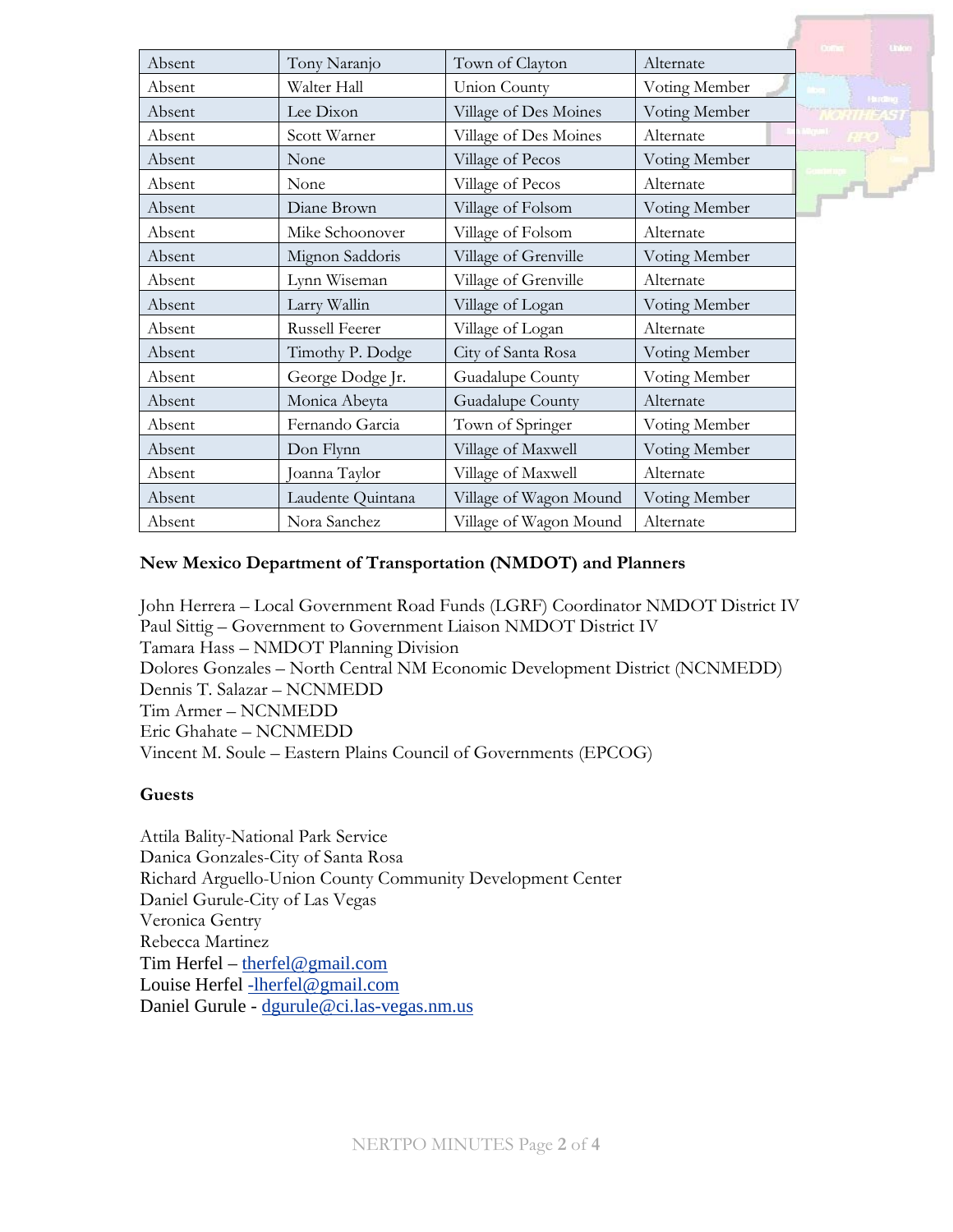| Absent | Tony Naranjo | Town of Clayton | Alternate |
|---|---|---|---|
| Absent | Walter Hall | Union County | Voting Member |
| Absent | Lee Dixon | Village of Des Moines | Voting Member |
| Absent | Scott Warner | Village of Des Moines | Alternate |
| Absent | None | Village of Pecos | Voting Member |
| Absent | None | Village of Pecos | Alternate |
| Absent | Diane Brown | Village of Folsom | Voting Member |
| Absent | Mike Schoonover | Village of Folsom | Alternate |
| Absent | Mignon Saddoris | Village of Grenville | Voting Member |
| Absent | Lynn Wiseman | Village of Grenville | Alternate |
| Absent | Larry Wallin | Village of Logan | Voting Member |
| Absent | Russell Feerer | Village of Logan | Alternate |
| Absent | Timothy P. Dodge | City of Santa Rosa | Voting Member |
| Absent | George Dodge Jr. | Guadalupe County | Voting Member |
| Absent | Monica Abeyta | Guadalupe County | Alternate |
| Absent | Fernando Garcia | Town of Springer | Voting Member |
| Absent | Don Flynn | Village of Maxwell | Voting Member |
| Absent | Joanna Taylor | Village of Maxwell | Alternate |
| Absent | Laudente Quintana | Village of Wagon Mound | Voting Member |
| Absent | Nora Sanchez | Village of Wagon Mound | Alternate |

**New Mexico Department of Transportation (NMDOT) and Planners**

John Herrera – Local Government Road Funds (LGRF) Coordinator NMDOT District IV
Paul Sittig – Government to Government Liaison NMDOT District IV
Tamara Hass – NMDOT Planning Division
Dolores Gonzales – North Central NM Economic Development District (NCNMEDD)
Dennis T. Salazar – NCNMEDD
Tim Armer – NCNMEDD
Eric Ghahate – NCNMEDD
Vincent M. Soule – Eastern Plains Council of Governments (EPCOG)

**Guests**

Attila Bality-National Park Service
Danica Gonzales-City of Santa Rosa
Richard Arguello-Union County Community Development Center
Daniel Gurule-City of Las Vegas
Veronica Gentry
Rebecca Martinez
Tim Herfel – therfel@gmail.com
Louise Herfel -lherfel@gmail.com
Daniel Gurule - dgurule@ci.las-vegas.nm.us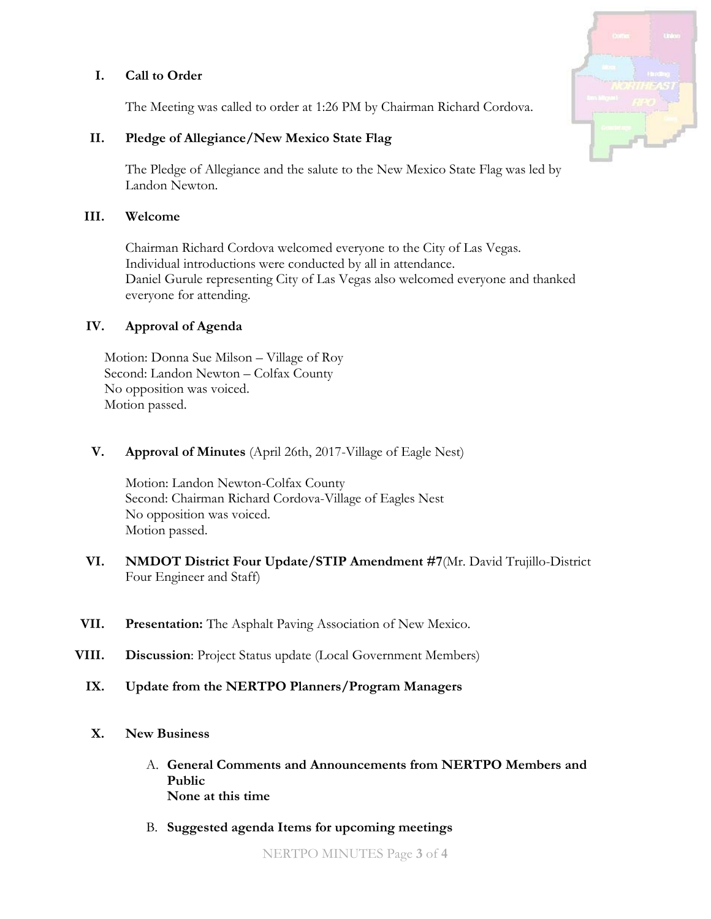## I. Call to Order

The Meeting was called to order at 1:26 PM by Chairman Richard Cordova.

## II. Pledge of Allegiance/New Mexico State Flag

The Pledge of Allegiance and the salute to the New Mexico State Flag was led by Landon Newton.

## III. Welcome

Chairman Richard Cordova welcomed everyone to the City of Las Vegas.
Individual introductions were conducted by all in attendance.
Daniel Gurule representing City of Las Vegas also welcomed everyone and thanked everyone for attending.

## IV. Approval of Agenda

Motion: Donna Sue Milson – Village of Roy
Second: Landon Newton – Colfax County
No opposition was voiced.
Motion passed.

## V. Approval of Minutes (April 26th, 2017-Village of Eagle Nest)

Motion: Landon Newton-Colfax County
Second: Chairman Richard Cordova-Village of Eagles Nest
No opposition was voiced.
Motion passed.

## VI. NMDOT District Four Update/STIP Amendment #7(Mr. David Trujillo-District Four Engineer and Staff)

## VII. Presentation: The Asphalt Paving Association of New Mexico.

## VIII. Discussion: Project Status update (Local Government Members)

## IX. Update from the NERTPO Planners/Program Managers

## X. New Business

A. **General Comments and Announcements from NERTPO Members and Public**
**None at this time**

B. **Suggested agenda Items for upcoming meetings**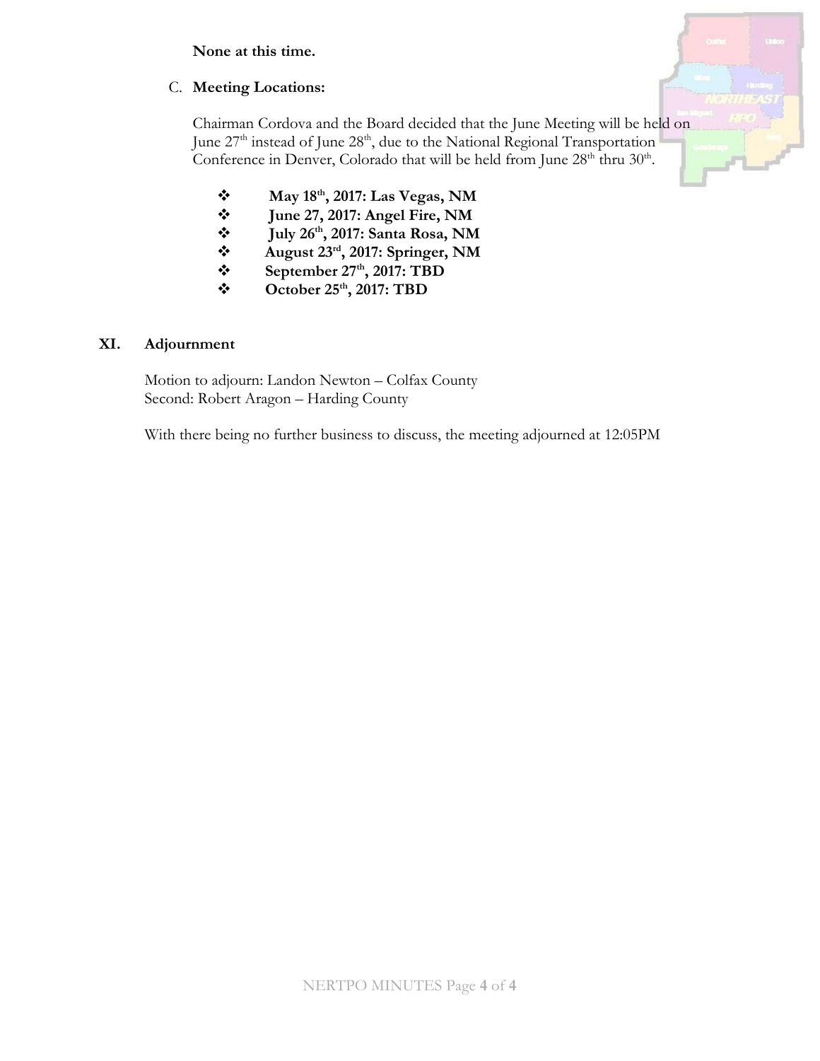**None at this time.**

C. **Meeting Locations:**

Chairman Cordova and the Board decided that the June Meeting will be held on June 27th instead of June 28th, due to the National Regional Transportation Conference in Denver, Colorado that will be held from June 28th thru 30th.

- **May 18th, 2017: Las Vegas, NM**
- **June 27, 2017: Angel Fire, NM**
- **July 26th, 2017: Santa Rosa, NM**
- **August 23rd, 2017: Springer, NM**
- **September 27th, 2017: TBD**
- **October 25th, 2017: TBD**

## XI. Adjournment

Motion to adjourn: Landon Newton – Colfax County
Second: Robert Aragon – Harding County

With there being no further business to discuss, the meeting adjourned at 12:05PM